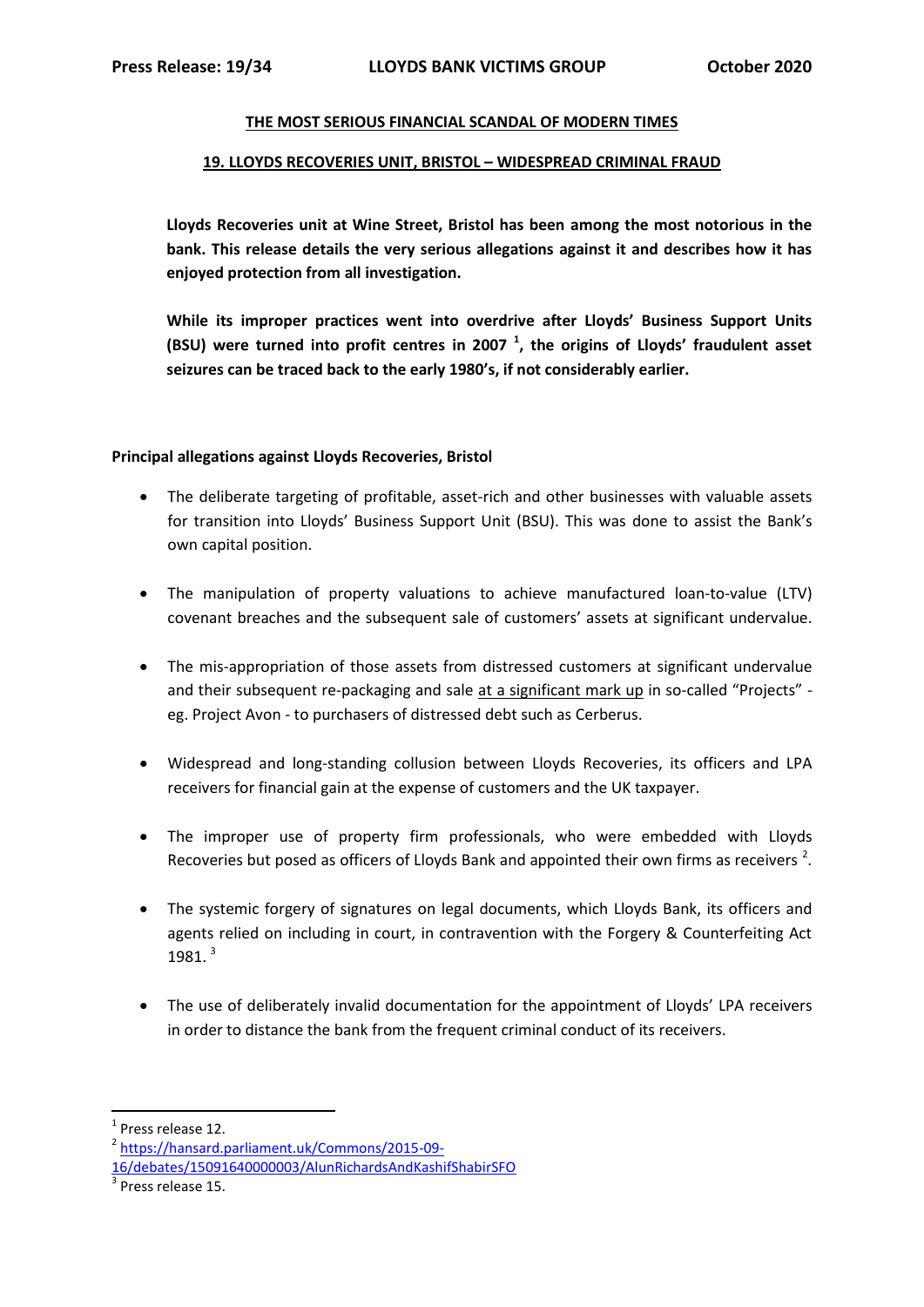**Press Release: 19/34 LLOYDS BANK VICTIMS GROUP October 2020**

## THE MOST SERIOUS FINANCIAL SCANDAL OF MODERN TIMES

## 19. LLOYDS RECOVERIES UNIT, BRISTOL – WIDESPREAD CRIMINAL FRAUD

**Lloyds Recoveries unit at Wine Street, Bristol has been among the most notorious in the bank. This release details the very serious allegations against it and describes how it has enjoyed protection from all investigation.**

**While its improper practices went into overdrive after Lloyds' Business Support Units (BSU) were turned into profit centres in 2007 [1], the origins of Lloyds' fraudulent asset seizures can be traced back to the early 1980's, if not considerably earlier.**

### Principal allegations against Lloyds Recoveries, Bristol

- The deliberate targeting of profitable, asset-rich and other businesses with valuable assets for transition into Lloyds' Business Support Unit (BSU). This was done to assist the Bank's own capital position.
- The manipulation of property valuations to achieve manufactured loan-to-value (LTV) covenant breaches and the subsequent sale of customers' assets at significant undervalue.
- The mis-appropriation of those assets from distressed customers at significant undervalue and their subsequent re-packaging and sale <u>at a significant mark up</u> in so-called "Projects" - eg. Project Avon - to purchasers of distressed debt such as Cerberus.
- Widespread and long-standing collusion between Lloyds Recoveries, its officers and LPA receivers for financial gain at the expense of customers and the UK taxpayer.
- The improper use of property firm professionals, who were embedded with Lloyds Recoveries but posed as officers of Lloyds Bank and appointed their own firms as receivers [2].
- The systemic forgery of signatures on legal documents, which Lloyds Bank, its officers and agents relied on including in court, in contravention with the Forgery & Counterfeiting Act 1981. [3]
- The use of deliberately invalid documentation for the appointment of Lloyds' LPA receivers in order to distance the bank from the frequent criminal conduct of its receivers.

---

[1] Press release 12.

[2] https://hansard.parliament.uk/Commons/2015-09-16/debates/15091640000003/AlunRichardsAndKashifShabirSFO

[3] Press release 15.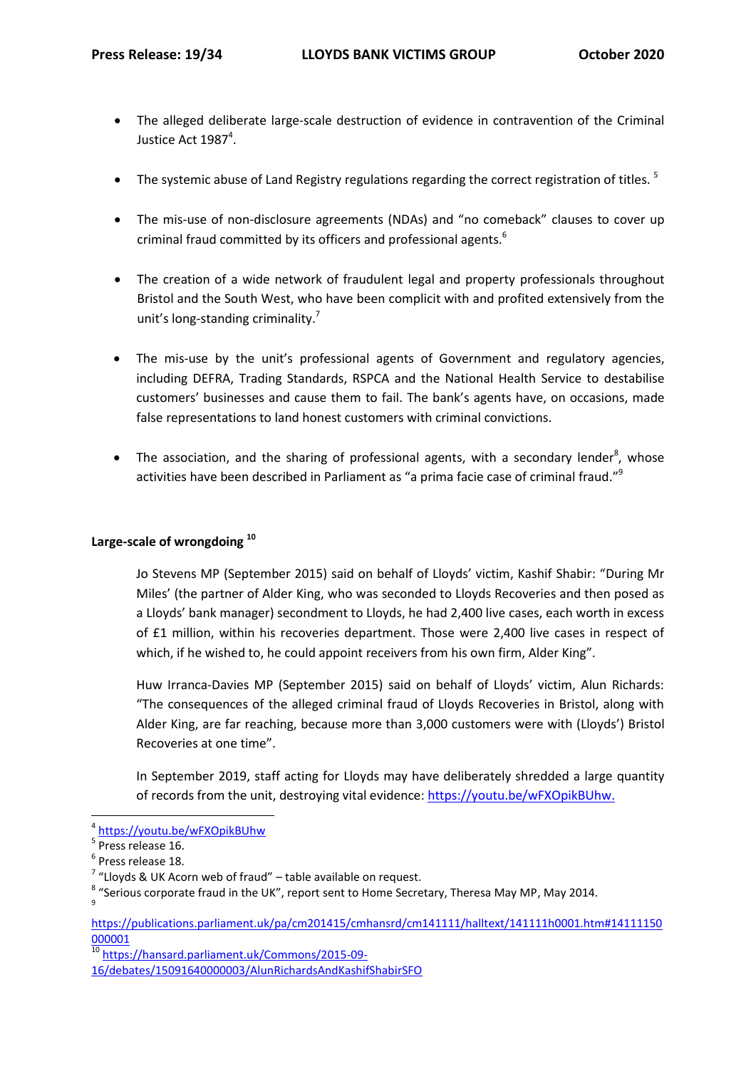- The alleged deliberate large-scale destruction of evidence in contravention of the Criminal Justice Act 1987[4].

- The systemic abuse of Land Registry regulations regarding the correct registration of titles. [5]

- The mis-use of non-disclosure agreements (NDAs) and "no comeback" clauses to cover up criminal fraud committed by its officers and professional agents.[6]

- The creation of a wide network of fraudulent legal and property professionals throughout Bristol and the South West, who have been complicit with and profited extensively from the unit's long-standing criminality.[7]

- The mis-use by the unit's professional agents of Government and regulatory agencies, including DEFRA, Trading Standards, RSPCA and the National Health Service to destabilise customers' businesses and cause them to fail. The bank's agents have, on occasions, made false representations to land honest customers with criminal convictions.

- The association, and the sharing of professional agents, with a secondary lender[8], whose activities have been described in Parliament as "a prima facie case of criminal fraud."[9]

**Large-scale of wrongdoing [10]**

Jo Stevens MP (September 2015) said on behalf of Lloyds' victim, Kashif Shabir: "During Mr Miles' (the partner of Alder King, who was seconded to Lloyds Recoveries and then posed as a Lloyds' bank manager) secondment to Lloyds, he had 2,400 live cases, each worth in excess of £1 million, within his recoveries department. Those were 2,400 live cases in respect of which, if he wished to, he could appoint receivers from his own firm, Alder King".

Huw Irranca-Davies MP (September 2015) said on behalf of Lloyds' victim, Alun Richards: "The consequences of the alleged criminal fraud of Lloyds Recoveries in Bristol, along with Alder King, are far reaching, because more than 3,000 customers were with (Lloyds') Bristol Recoveries at one time".

In September 2019, staff acting for Lloyds may have deliberately shredded a large quantity of records from the unit, destroying vital evidence: https://youtu.be/wFXOpikBUhw.

---

[4] https://youtu.be/wFXOpikBUhw
[5] Press release 16.
[6] Press release 18.
[7] "Lloyds & UK Acorn web of fraud" – table available on request.
[8] "Serious corporate fraud in the UK", report sent to Home Secretary, Theresa May MP, May 2014.
[9] https://publications.parliament.uk/pa/cm201415/cmhansrd/cm141111/halltext/141111h0001.htm#14111150000001
[10] https://hansard.parliament.uk/Commons/2015-09-16/debates/15091640000003/AlunRichardsAndKashifShabirSFO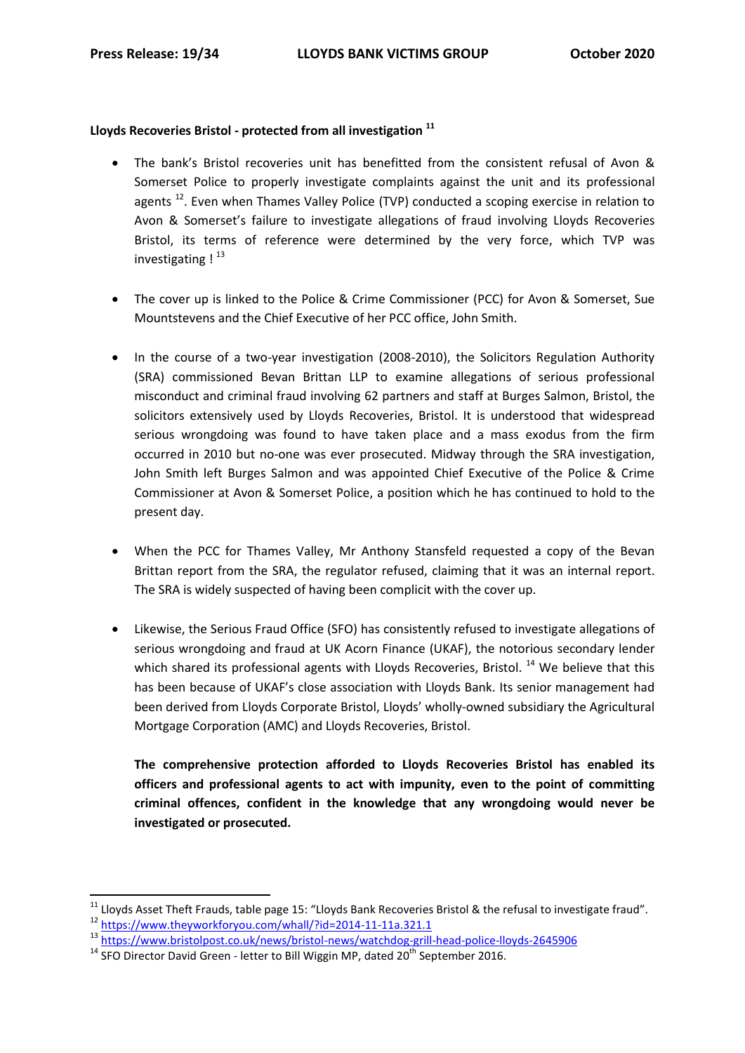**Lloyds Recoveries Bristol - protected from all investigation [11]**

- The bank's Bristol recoveries unit has benefitted from the consistent refusal of Avon & Somerset Police to properly investigate complaints against the unit and its professional agents [12]. Even when Thames Valley Police (TVP) conducted a scoping exercise in relation to Avon & Somerset's failure to investigate allegations of fraud involving Lloyds Recoveries Bristol, its terms of reference were determined by the very force, which TVP was investigating ! [13]

- The cover up is linked to the Police & Crime Commissioner (PCC) for Avon & Somerset, Sue Mountstevens and the Chief Executive of her PCC office, John Smith.

- In the course of a two-year investigation (2008-2010), the Solicitors Regulation Authority (SRA) commissioned Bevan Brittan LLP to examine allegations of serious professional misconduct and criminal fraud involving 62 partners and staff at Burges Salmon, Bristol, the solicitors extensively used by Lloyds Recoveries, Bristol. It is understood that widespread serious wrongdoing was found to have taken place and a mass exodus from the firm occurred in 2010 but no-one was ever prosecuted. Midway through the SRA investigation, John Smith left Burges Salmon and was appointed Chief Executive of the Police & Crime Commissioner at Avon & Somerset Police, a position which he has continued to hold to the present day.

- When the PCC for Thames Valley, Mr Anthony Stansfeld requested a copy of the Bevan Brittan report from the SRA, the regulator refused, claiming that it was an internal report. The SRA is widely suspected of having been complicit with the cover up.

- Likewise, the Serious Fraud Office (SFO) has consistently refused to investigate allegations of serious wrongdoing and fraud at UK Acorn Finance (UKAF), the notorious secondary lender which shared its professional agents with Lloyds Recoveries, Bristol. [14] We believe that this has been because of UKAF's close association with Lloyds Bank. Its senior management had been derived from Lloyds Corporate Bristol, Lloyds' wholly-owned subsidiary the Agricultural Mortgage Corporation (AMC) and Lloyds Recoveries, Bristol.

  **The comprehensive protection afforded to Lloyds Recoveries Bristol has enabled its officers and professional agents to act with impunity, even to the point of committing criminal offences, confident in the knowledge that any wrongdoing would never be investigated or prosecuted.**

---

[11] Lloyds Asset Theft Frauds, table page 15: "Lloyds Bank Recoveries Bristol & the refusal to investigate fraud".

[12] https://www.theyworkforyou.com/whall/?id=2014-11-11a.321.1

[13] https://www.bristolpost.co.uk/news/bristol-news/watchdog-grill-head-police-lloyds-2645906

[14] SFO Director David Green - letter to Bill Wiggin MP, dated 20th September 2016.